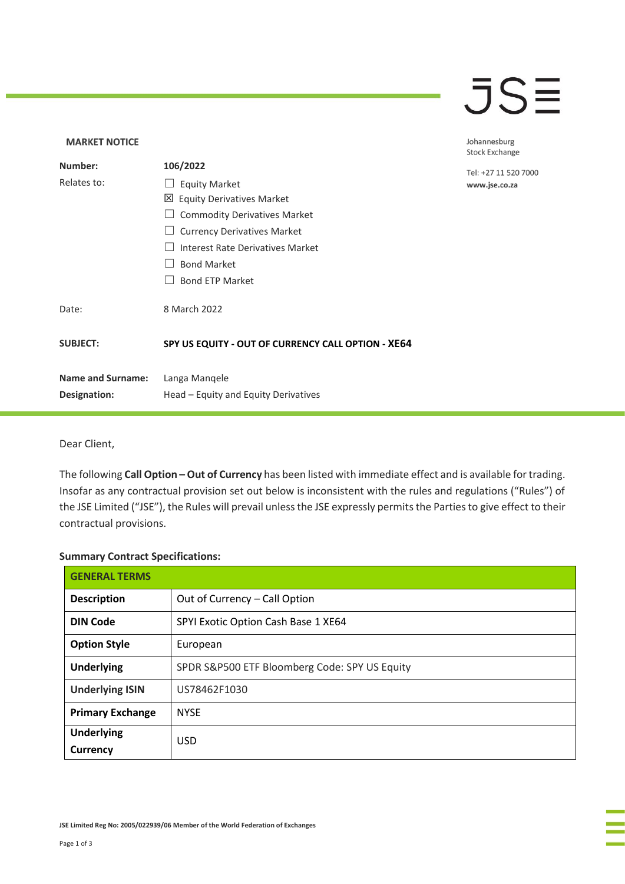JSE

Johannesburg Stock Exchange

Tel: +27 11 520 7000
**www.jse.co.za**

**MARKET NOTICE**

| | |
|---|---|
| **Number:** | **106/2022** |
| Relates to: | ☐ Equity Market<br>☒ Equity Derivatives Market<br>☐ Commodity Derivatives Market<br>☐ Currency Derivatives Market<br>☐ Interest Rate Derivatives Market<br>☐ Bond Market<br>☐ Bond ETP Market |
| Date: | 8 March 2022 |
| **SUBJECT:** | **SPY US EQUITY - OUT OF CURRENCY CALL OPTION - XE64** |
| **Name and Surname:** | Langa Manqele |
| **Designation:** | Head – Equity and Equity Derivatives |

Dear Client,

The following **Call Option – Out of Currency** has been listed with immediate effect and is available for trading. Insofar as any contractual provision set out below is inconsistent with the rules and regulations ("Rules") of the JSE Limited ("JSE"), the Rules will prevail unless the JSE expressly permits the Parties to give effect to their contractual provisions.

**Summary Contract Specifications:**

| **GENERAL TERMS** | |
|---|---|
| **Description** | Out of Currency – Call Option |
| **DIN Code** | SPYI Exotic Option Cash Base 1 XE64 |
| **Option Style** | European |
| **Underlying** | SPDR S&P500 ETF Bloomberg Code: SPY US Equity |
| **Underlying ISIN** | US78462F1030 |
| **Primary Exchange** | NYSE |
| **Underlying Currency** | USD |

JSE Limited Reg No: 2005/022939/06 Member of the World Federation of Exchanges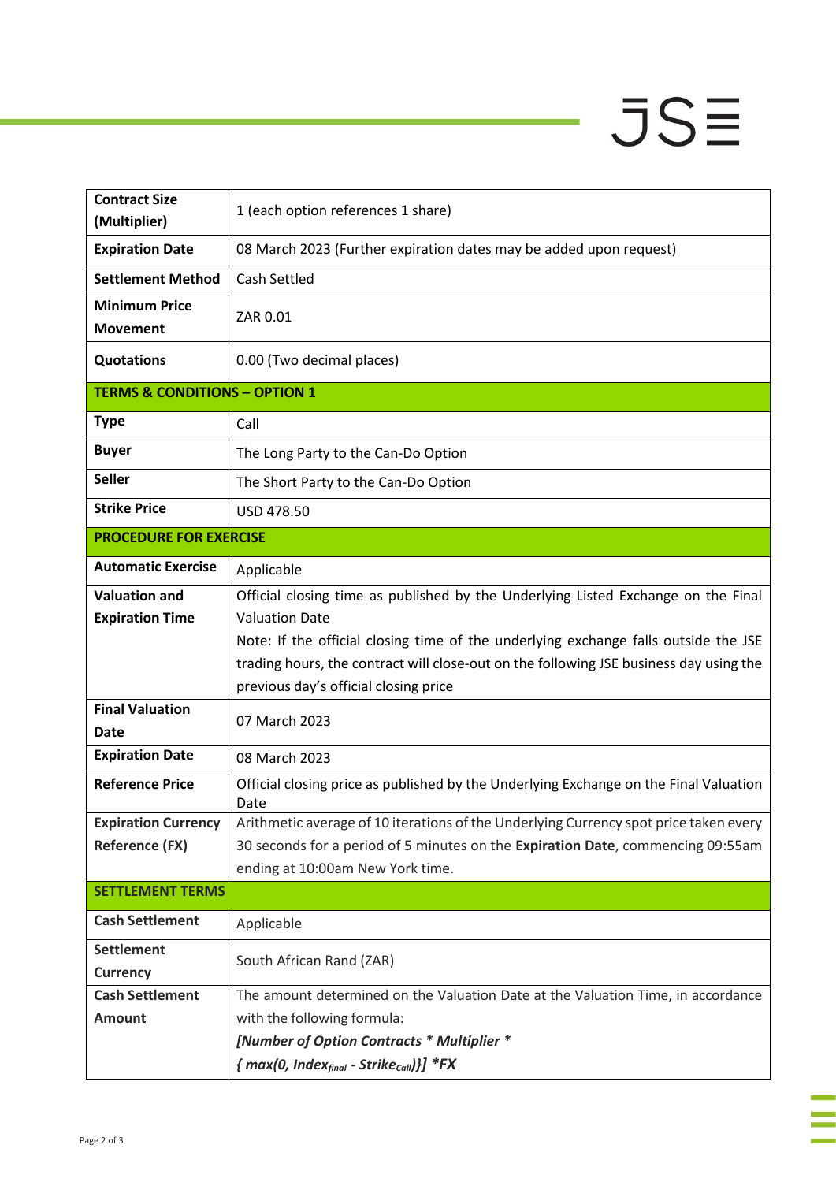| | |
|---|---|
| **Contract Size (Multiplier)** | 1 (each option references 1 share) |
| **Expiration Date** | 08 March 2023 (Further expiration dates may be added upon request) |
| **Settlement Method** | Cash Settled |
| **Minimum Price Movement** | ZAR 0.01 |
| **Quotations** | 0.00 (Two decimal places) |
| **TERMS & CONDITIONS – OPTION 1** | |
| **Type** | Call |
| **Buyer** | The Long Party to the Can-Do Option |
| **Seller** | The Short Party to the Can-Do Option |
| **Strike Price** | USD 478.50 |
| **PROCEDURE FOR EXERCISE** | |
| **Automatic Exercise** | Applicable |
| **Valuation and Expiration Time** | Official closing time as published by the Underlying Listed Exchange on the Final Valuation Date<br>Note: If the official closing time of the underlying exchange falls outside the JSE trading hours, the contract will close-out on the following JSE business day using the previous day's official closing price |
| **Final Valuation Date** | 07 March 2023 |
| **Expiration Date** | 08 March 2023 |
| **Reference Price** | Official closing price as published by the Underlying Exchange on the Final Valuation Date |
| **Expiration Currency Reference (FX)** | Arithmetic average of 10 iterations of the Underlying Currency spot price taken every 30 seconds for a period of 5 minutes on the **Expiration Date**, commencing 09:55am ending at 10:00am New York time. |
| **SETTLEMENT TERMS** | |
| **Cash Settlement** | Applicable |
| **Settlement Currency** | South African Rand (ZAR) |
| **Cash Settlement Amount** | The amount determined on the Valuation Date at the Valuation Time, in accordance with the following formula:<br>***[Number of Option Contracts * Multiplier ****<br>***{ max(0,*** $Index_{final}$ ***-*** $Strike_{Call}$***)}] *FX*** |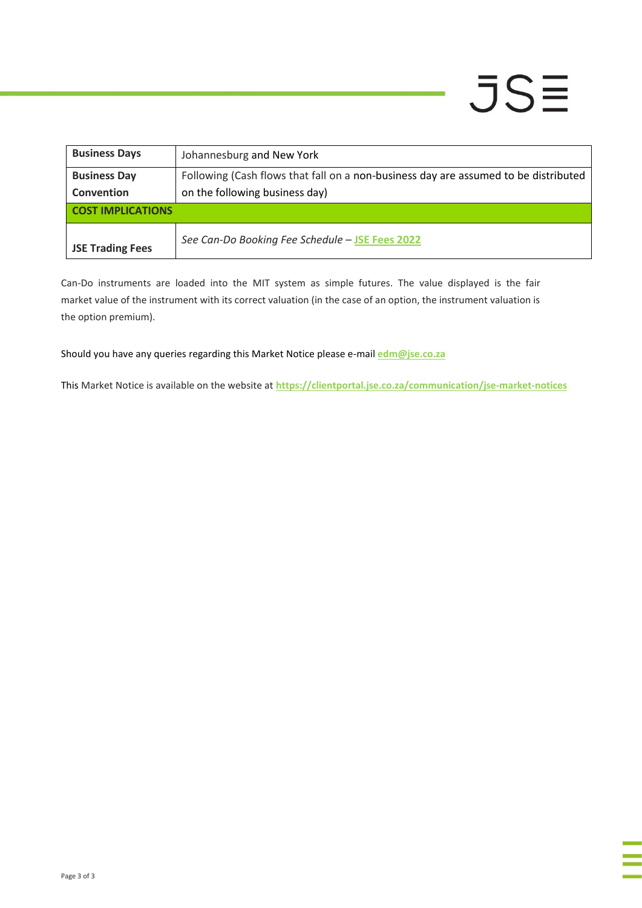| | |
|---|---|
| **Business Days** | Johannesburg and New York |
| **Business Day Convention** | Following (Cash flows that fall on a non-business day are assumed to be distributed on the following business day) |
| **COST IMPLICATIONS** | |
| **JSE Trading Fees** | *See Can-Do Booking Fee Schedule – JSE Fees 2022* |

Can-Do instruments are loaded into the MIT system as simple futures. The value displayed is the fair market value of the instrument with its correct valuation (in the case of an option, the instrument valuation is the option premium).

Should you have any queries regarding this Market Notice please e-mail **edm@jse.co.za**

This Market Notice is available on the website at **https://clientportal.jse.co.za/communication/jse-market-notices**